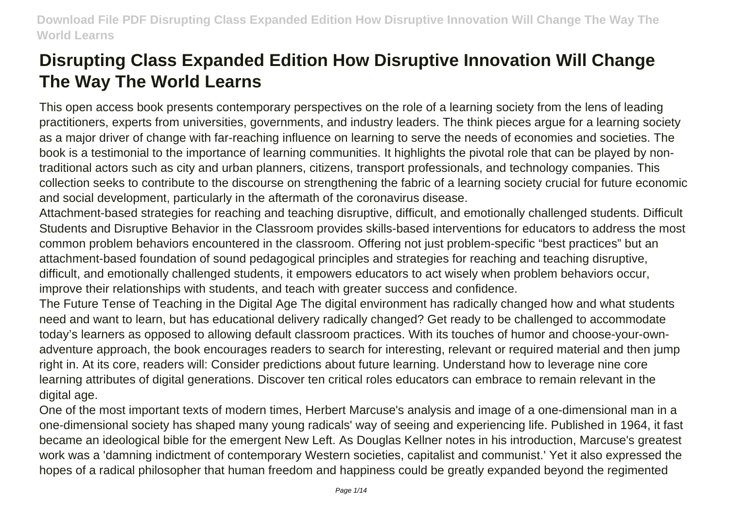# Disrupting Class Expanded Edition How Disruptive Innovation Will Change The Way The World Learns

This open access book presents contemporary perspectives on the role of a learning society from the lens of leading practitioners, experts from universities, governments, and industry leaders. The think pieces argue for a learning society as a major driver of change with far-reaching influence on learning to serve the needs of economies and societies. The book is a testimonial to the importance of learning communities. It highlights the pivotal role that can be played by non-traditional actors such as city and urban planners, citizens, transport professionals, and technology companies. This collection seeks to contribute to the discourse on strengthening the fabric of a learning society crucial for future economic and social development, particularly in the aftermath of the coronavirus disease.

Attachment-based strategies for reaching and teaching disruptive, difficult, and emotionally challenged students. Difficult Students and Disruptive Behavior in the Classroom provides skills-based interventions for educators to address the most common problem behaviors encountered in the classroom. Offering not just problem-specific "best practices" but an attachment-based foundation of sound pedagogical principles and strategies for reaching and teaching disruptive, difficult, and emotionally challenged students, it empowers educators to act wisely when problem behaviors occur, improve their relationships with students, and teach with greater success and confidence.

The Future Tense of Teaching in the Digital Age The digital environment has radically changed how and what students need and want to learn, but has educational delivery radically changed? Get ready to be challenged to accommodate today's learners as opposed to allowing default classroom practices. With its touches of humor and choose-your-own-adventure approach, the book encourages readers to search for interesting, relevant or required material and then jump right in. At its core, readers will: Consider predictions about future learning. Understand how to leverage nine core learning attributes of digital generations. Discover ten critical roles educators can embrace to remain relevant in the digital age.

One of the most important texts of modern times, Herbert Marcuse's analysis and image of a one-dimensional man in a one-dimensional society has shaped many young radicals' way of seeing and experiencing life. Published in 1964, it fast became an ideological bible for the emergent New Left. As Douglas Kellner notes in his introduction, Marcuse's greatest work was a 'damning indictment of contemporary Western societies, capitalist and communist.' Yet it also expressed the hopes of a radical philosopher that human freedom and happiness could be greatly expanded beyond the regimented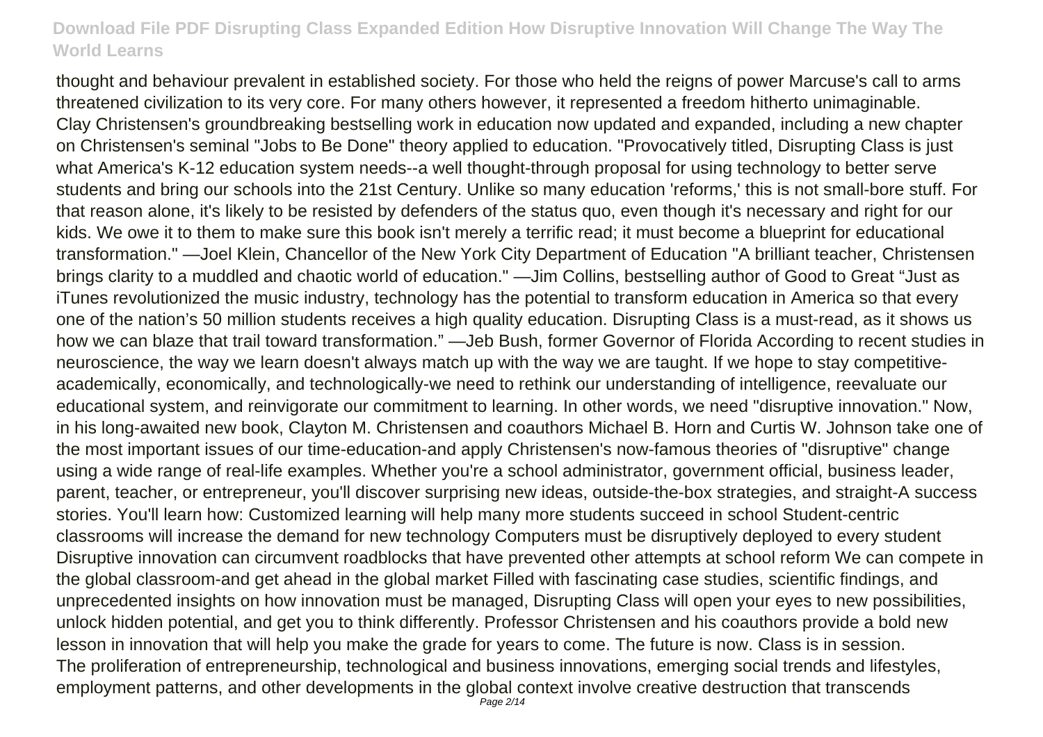thought and behaviour prevalent in established society. For those who held the reigns of power Marcuse's call to arms threatened civilization to its very core. For many others however, it represented a freedom hitherto unimaginable.

Clay Christensen's groundbreaking bestselling work in education now updated and expanded, including a new chapter on Christensen's seminal "Jobs to Be Done" theory applied to education. "Provocatively titled, Disrupting Class is just what America's K-12 education system needs--a well thought-through proposal for using technology to better serve students and bring our schools into the 21st Century. Unlike so many education 'reforms,' this is not small-bore stuff. For that reason alone, it's likely to be resisted by defenders of the status quo, even though it's necessary and right for our kids. We owe it to them to make sure this book isn't merely a terrific read; it must become a blueprint for educational transformation." —Joel Klein, Chancellor of the New York City Department of Education "A brilliant teacher, Christensen brings clarity to a muddled and chaotic world of education." —Jim Collins, bestselling author of Good to Great "Just as iTunes revolutionized the music industry, technology has the potential to transform education in America so that every one of the nation's 50 million students receives a high quality education. Disrupting Class is a must-read, as it shows us how we can blaze that trail toward transformation." —Jeb Bush, former Governor of Florida According to recent studies in neuroscience, the way we learn doesn't always match up with the way we are taught. If we hope to stay competitive-academically, economically, and technologically-we need to rethink our understanding of intelligence, reevaluate our educational system, and reinvigorate our commitment to learning. In other words, we need "disruptive innovation." Now, in his long-awaited new book, Clayton M. Christensen and coauthors Michael B. Horn and Curtis W. Johnson take one of the most important issues of our time-education-and apply Christensen's now-famous theories of "disruptive" change using a wide range of real-life examples. Whether you're a school administrator, government official, business leader, parent, teacher, or entrepreneur, you'll discover surprising new ideas, outside-the-box strategies, and straight-A success stories. You'll learn how: Customized learning will help many more students succeed in school Student-centric classrooms will increase the demand for new technology Computers must be disruptively deployed to every student Disruptive innovation can circumvent roadblocks that have prevented other attempts at school reform We can compete in the global classroom-and get ahead in the global market Filled with fascinating case studies, scientific findings, and unprecedented insights on how innovation must be managed, Disrupting Class will open your eyes to new possibilities, unlock hidden potential, and get you to think differently. Professor Christensen and his coauthors provide a bold new lesson in innovation that will help you make the grade for years to come. The future is now. Class is in session.

The proliferation of entrepreneurship, technological and business innovations, emerging social trends and lifestyles, employment patterns, and other developments in the global context involve creative destruction that transcends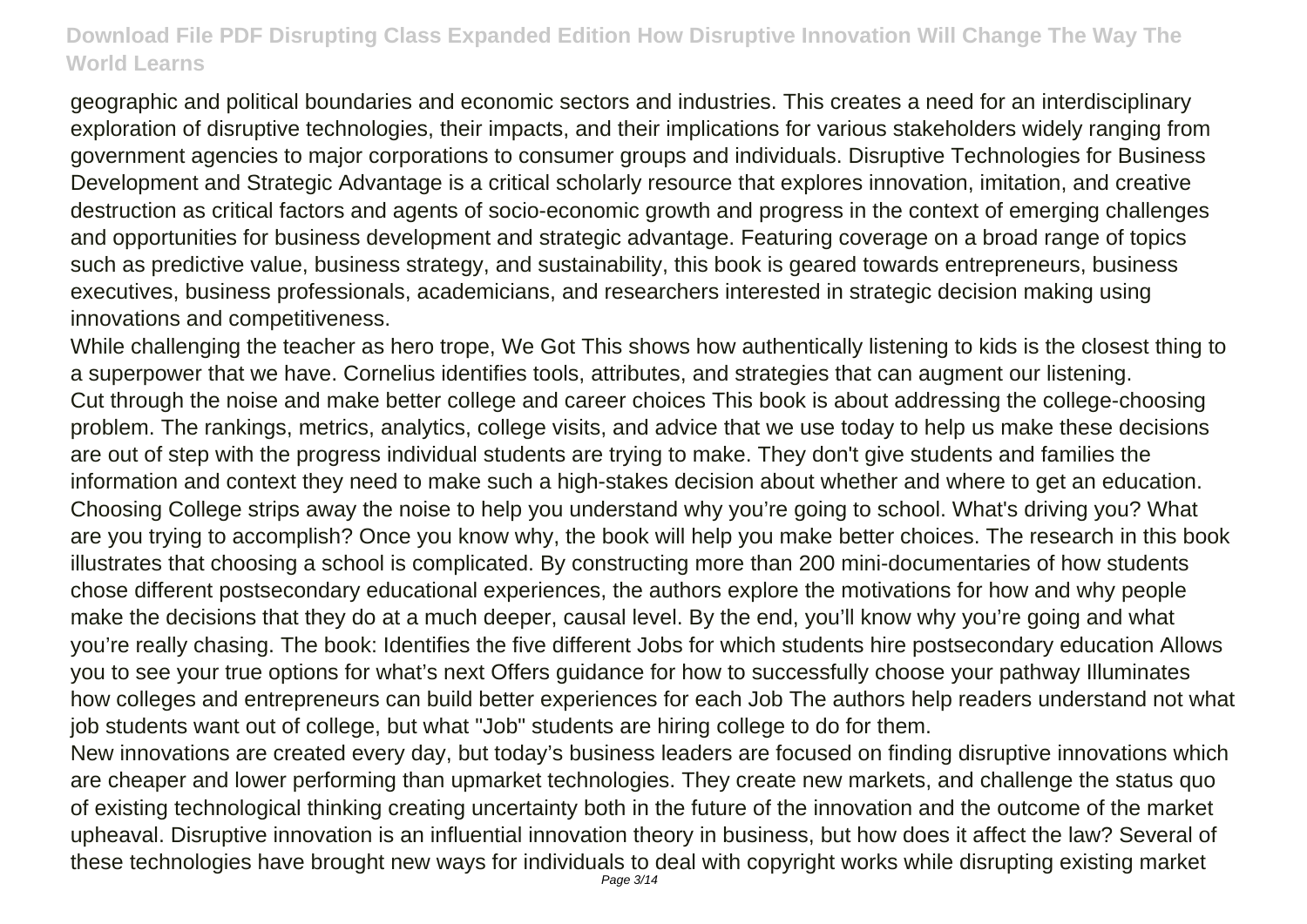geographic and political boundaries and economic sectors and industries. This creates a need for an interdisciplinary exploration of disruptive technologies, their impacts, and their implications for various stakeholders widely ranging from government agencies to major corporations to consumer groups and individuals. Disruptive Technologies for Business Development and Strategic Advantage is a critical scholarly resource that explores innovation, imitation, and creative destruction as critical factors and agents of socio-economic growth and progress in the context of emerging challenges and opportunities for business development and strategic advantage. Featuring coverage on a broad range of topics such as predictive value, business strategy, and sustainability, this book is geared towards entrepreneurs, business executives, business professionals, academicians, and researchers interested in strategic decision making using innovations and competitiveness.

While challenging the teacher as hero trope, We Got This shows how authentically listening to kids is the closest thing to a superpower that we have. Cornelius identifies tools, attributes, and strategies that can augment our listening.

Cut through the noise and make better college and career choices This book is about addressing the college-choosing problem. The rankings, metrics, analytics, college visits, and advice that we use today to help us make these decisions are out of step with the progress individual students are trying to make. They don't give students and families the information and context they need to make such a high-stakes decision about whether and where to get an education. Choosing College strips away the noise to help you understand why you're going to school. What's driving you? What are you trying to accomplish? Once you know why, the book will help you make better choices. The research in this book illustrates that choosing a school is complicated. By constructing more than 200 mini-documentaries of how students chose different postsecondary educational experiences, the authors explore the motivations for how and why people make the decisions that they do at a much deeper, causal level. By the end, you'll know why you're going and what you're really chasing. The book: Identifies the five different Jobs for which students hire postsecondary education Allows you to see your true options for what's next Offers guidance for how to successfully choose your pathway Illuminates how colleges and entrepreneurs can build better experiences for each Job The authors help readers understand not what job students want out of college, but what "Job" students are hiring college to do for them.

New innovations are created every day, but today's business leaders are focused on finding disruptive innovations which are cheaper and lower performing than upmarket technologies. They create new markets, and challenge the status quo of existing technological thinking creating uncertainty both in the future of the innovation and the outcome of the market upheaval. Disruptive innovation is an influential innovation theory in business, but how does it affect the law? Several of these technologies have brought new ways for individuals to deal with copyright works while disrupting existing market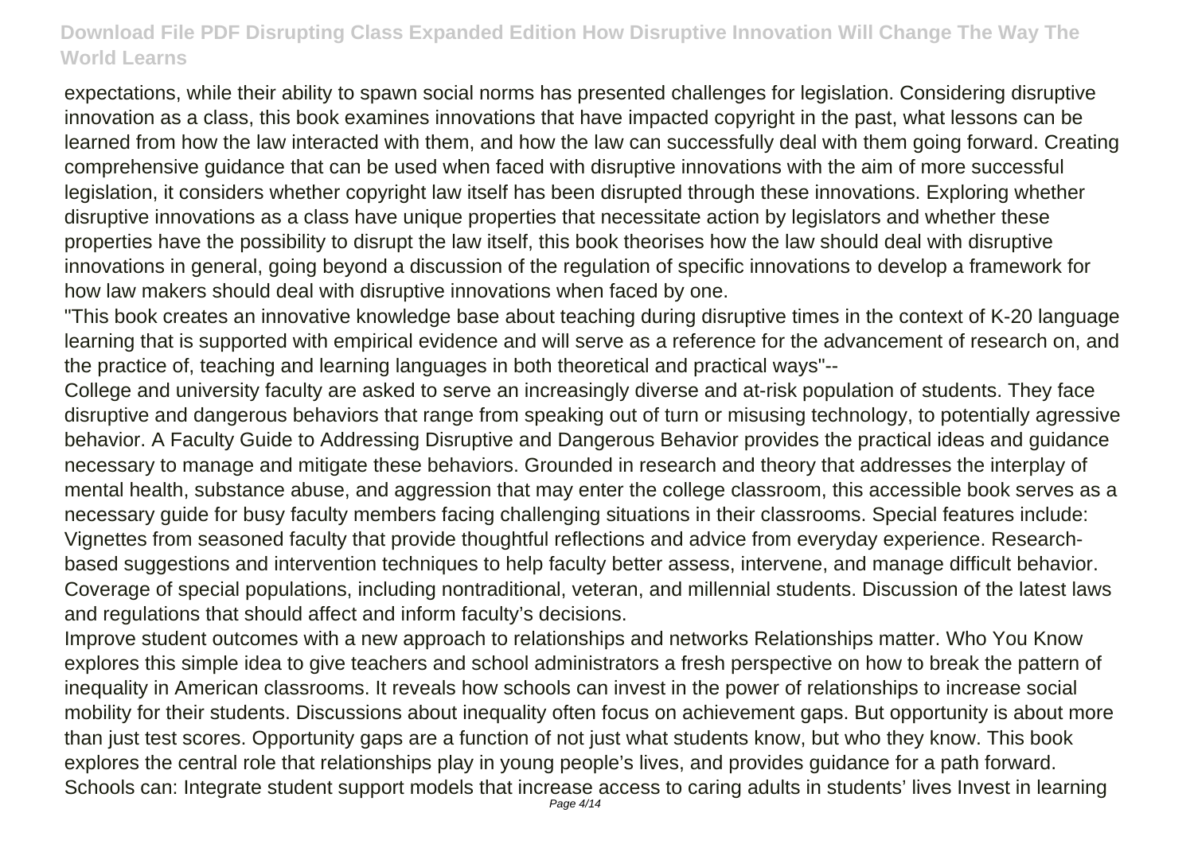expectations, while their ability to spawn social norms has presented challenges for legislation. Considering disruptive innovation as a class, this book examines innovations that have impacted copyright in the past, what lessons can be learned from how the law interacted with them, and how the law can successfully deal with them going forward. Creating comprehensive guidance that can be used when faced with disruptive innovations with the aim of more successful legislation, it considers whether copyright law itself has been disrupted through these innovations. Exploring whether disruptive innovations as a class have unique properties that necessitate action by legislators and whether these properties have the possibility to disrupt the law itself, this book theorises how the law should deal with disruptive innovations in general, going beyond a discussion of the regulation of specific innovations to develop a framework for how law makers should deal with disruptive innovations when faced by one.

"This book creates an innovative knowledge base about teaching during disruptive times in the context of K-20 language learning that is supported with empirical evidence and will serve as a reference for the advancement of research on, and the practice of, teaching and learning languages in both theoretical and practical ways"--

College and university faculty are asked to serve an increasingly diverse and at-risk population of students. They face disruptive and dangerous behaviors that range from speaking out of turn or misusing technology, to potentially agressive behavior. A Faculty Guide to Addressing Disruptive and Dangerous Behavior provides the practical ideas and guidance necessary to manage and mitigate these behaviors. Grounded in research and theory that addresses the interplay of mental health, substance abuse, and aggression that may enter the college classroom, this accessible book serves as a necessary guide for busy faculty members facing challenging situations in their classrooms. Special features include: Vignettes from seasoned faculty that provide thoughtful reflections and advice from everyday experience. Research-based suggestions and intervention techniques to help faculty better assess, intervene, and manage difficult behavior. Coverage of special populations, including nontraditional, veteran, and millennial students. Discussion of the latest laws and regulations that should affect and inform faculty's decisions.

Improve student outcomes with a new approach to relationships and networks Relationships matter. Who You Know explores this simple idea to give teachers and school administrators a fresh perspective on how to break the pattern of inequality in American classrooms. It reveals how schools can invest in the power of relationships to increase social mobility for their students. Discussions about inequality often focus on achievement gaps. But opportunity is about more than just test scores. Opportunity gaps are a function of not just what students know, but who they know. This book explores the central role that relationships play in young people's lives, and provides guidance for a path forward. Schools can: Integrate student support models that increase access to caring adults in students' lives Invest in learning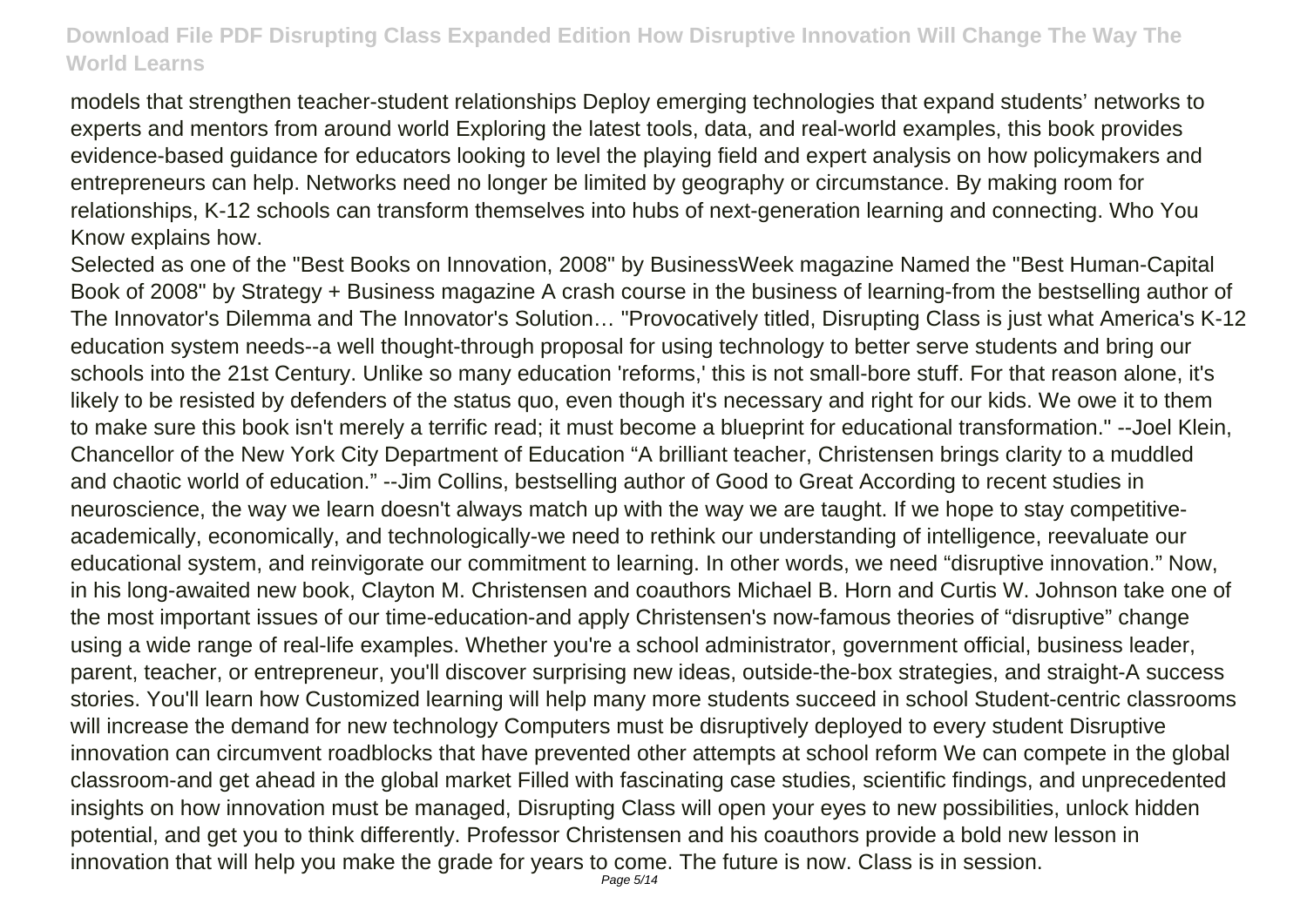models that strengthen teacher-student relationships Deploy emerging technologies that expand students' networks to experts and mentors from around world Exploring the latest tools, data, and real-world examples, this book provides evidence-based guidance for educators looking to level the playing field and expert analysis on how policymakers and entrepreneurs can help. Networks need no longer be limited by geography or circumstance. By making room for relationships, K-12 schools can transform themselves into hubs of next-generation learning and connecting. Who You Know explains how.

Selected as one of the "Best Books on Innovation, 2008" by BusinessWeek magazine Named the "Best Human-Capital Book of 2008" by Strategy + Business magazine A crash course in the business of learning-from the bestselling author of The Innovator's Dilemma and The Innovator's Solution… "Provocatively titled, Disrupting Class is just what America's K-12 education system needs--a well thought-through proposal for using technology to better serve students and bring our schools into the 21st Century. Unlike so many education 'reforms,' this is not small-bore stuff. For that reason alone, it's likely to be resisted by defenders of the status quo, even though it's necessary and right for our kids. We owe it to them to make sure this book isn't merely a terrific read; it must become a blueprint for educational transformation." --Joel Klein, Chancellor of the New York City Department of Education "A brilliant teacher, Christensen brings clarity to a muddled and chaotic world of education." --Jim Collins, bestselling author of Good to Great According to recent studies in neuroscience, the way we learn doesn't always match up with the way we are taught. If we hope to stay competitive-academically, economically, and technologically-we need to rethink our understanding of intelligence, reevaluate our educational system, and reinvigorate our commitment to learning. In other words, we need "disruptive innovation." Now, in his long-awaited new book, Clayton M. Christensen and coauthors Michael B. Horn and Curtis W. Johnson take one of the most important issues of our time-education-and apply Christensen's now-famous theories of "disruptive" change using a wide range of real-life examples. Whether you're a school administrator, government official, business leader, parent, teacher, or entrepreneur, you'll discover surprising new ideas, outside-the-box strategies, and straight-A success stories. You'll learn how Customized learning will help many more students succeed in school Student-centric classrooms will increase the demand for new technology Computers must be disruptively deployed to every student Disruptive innovation can circumvent roadblocks that have prevented other attempts at school reform We can compete in the global classroom-and get ahead in the global market Filled with fascinating case studies, scientific findings, and unprecedented insights on how innovation must be managed, Disrupting Class will open your eyes to new possibilities, unlock hidden potential, and get you to think differently. Professor Christensen and his coauthors provide a bold new lesson in innovation that will help you make the grade for years to come. The future is now. Class is in session.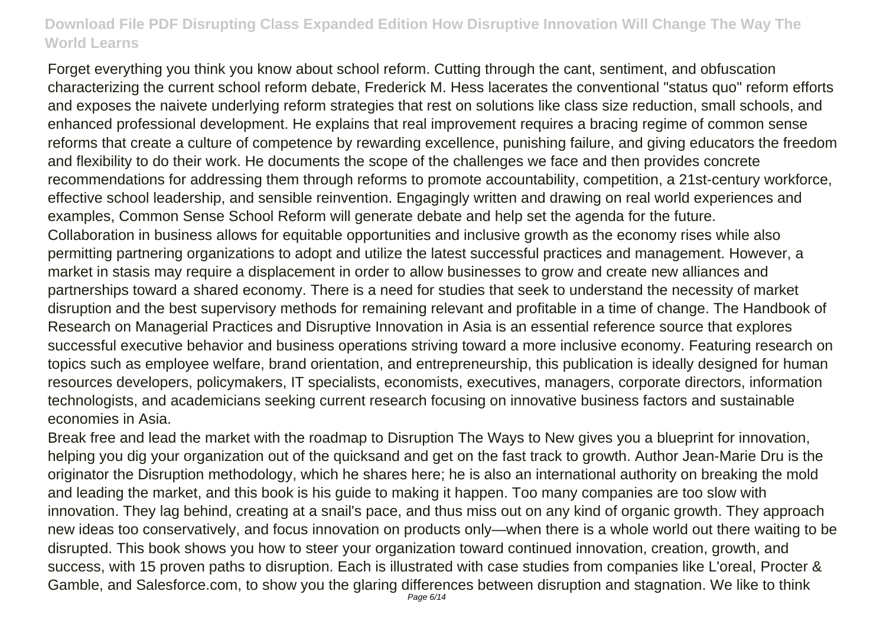Forget everything you think you know about school reform. Cutting through the cant, sentiment, and obfuscation characterizing the current school reform debate, Frederick M. Hess lacerates the conventional "status quo" reform efforts and exposes the naivete underlying reform strategies that rest on solutions like class size reduction, small schools, and enhanced professional development. He explains that real improvement requires a bracing regime of common sense reforms that create a culture of competence by rewarding excellence, punishing failure, and giving educators the freedom and flexibility to do their work. He documents the scope of the challenges we face and then provides concrete recommendations for addressing them through reforms to promote accountability, competition, a 21st-century workforce, effective school leadership, and sensible reinvention. Engagingly written and drawing on real world experiences and examples, Common Sense School Reform will generate debate and help set the agenda for the future.

Collaboration in business allows for equitable opportunities and inclusive growth as the economy rises while also permitting partnering organizations to adopt and utilize the latest successful practices and management. However, a market in stasis may require a displacement in order to allow businesses to grow and create new alliances and partnerships toward a shared economy. There is a need for studies that seek to understand the necessity of market disruption and the best supervisory methods for remaining relevant and profitable in a time of change. The Handbook of Research on Managerial Practices and Disruptive Innovation in Asia is an essential reference source that explores successful executive behavior and business operations striving toward a more inclusive economy. Featuring research on topics such as employee welfare, brand orientation, and entrepreneurship, this publication is ideally designed for human resources developers, policymakers, IT specialists, economists, executives, managers, corporate directors, information technologists, and academicians seeking current research focusing on innovative business factors and sustainable economies in Asia.

Break free and lead the market with the roadmap to Disruption The Ways to New gives you a blueprint for innovation, helping you dig your organization out of the quicksand and get on the fast track to growth. Author Jean-Marie Dru is the originator the Disruption methodology, which he shares here; he is also an international authority on breaking the mold and leading the market, and this book is his guide to making it happen. Too many companies are too slow with innovation. They lag behind, creating at a snail's pace, and thus miss out on any kind of organic growth. They approach new ideas too conservatively, and focus innovation on products only—when there is a whole world out there waiting to be disrupted. This book shows you how to steer your organization toward continued innovation, creation, growth, and success, with 15 proven paths to disruption. Each is illustrated with case studies from companies like L'oreal, Procter & Gamble, and Salesforce.com, to show you the glaring differences between disruption and stagnation. We like to think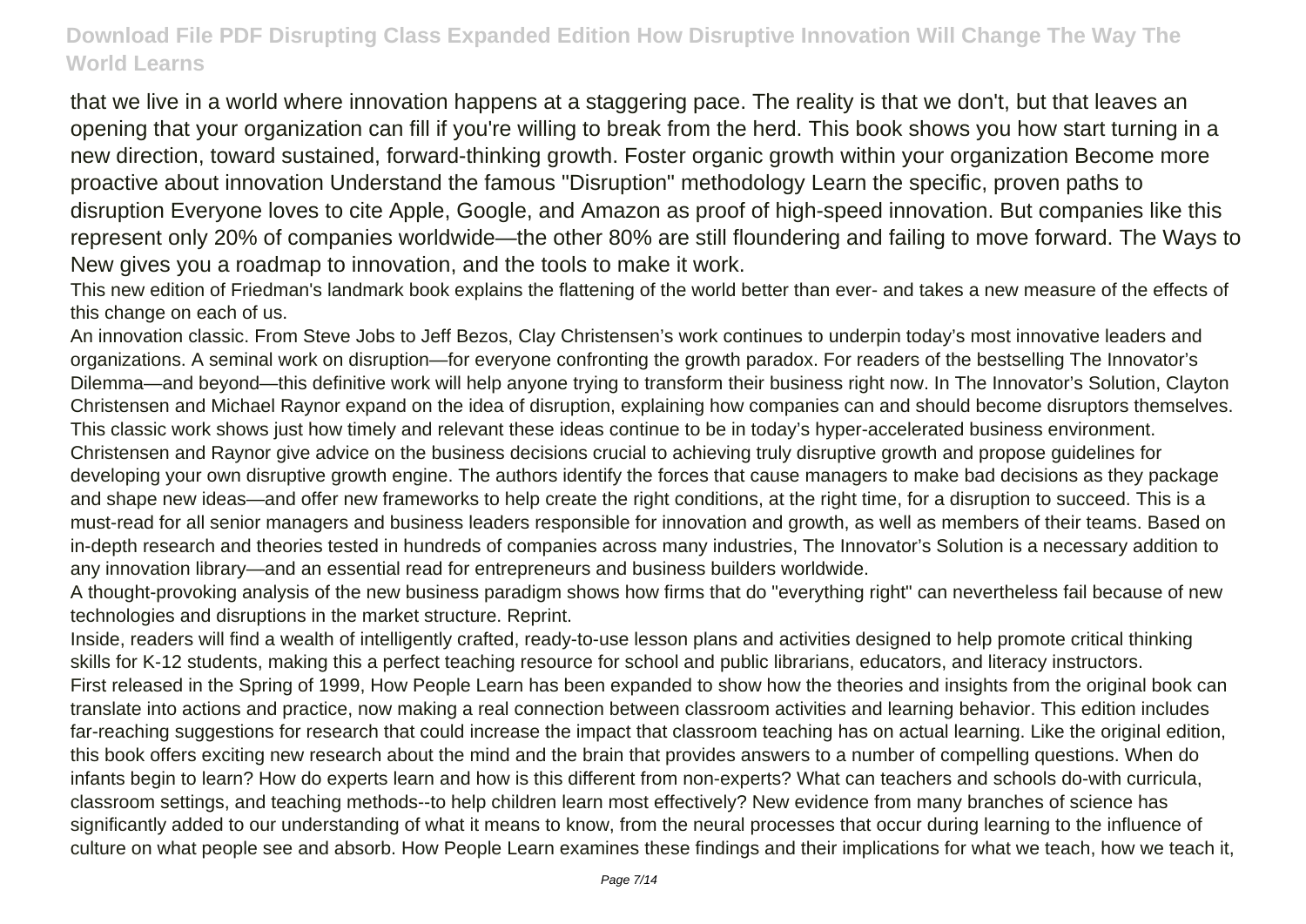that we live in a world where innovation happens at a staggering pace. The reality is that we don't, but that leaves an opening that your organization can fill if you're willing to break from the herd. This book shows you how start turning in a new direction, toward sustained, forward-thinking growth. Foster organic growth within your organization Become more proactive about innovation Understand the famous "Disruption" methodology Learn the specific, proven paths to disruption Everyone loves to cite Apple, Google, and Amazon as proof of high-speed innovation. But companies like this represent only 20% of companies worldwide—the other 80% are still floundering and failing to move forward. The Ways to New gives you a roadmap to innovation, and the tools to make it work.

This new edition of Friedman's landmark book explains the flattening of the world better than ever- and takes a new measure of the effects of this change on each of us.

An innovation classic. From Steve Jobs to Jeff Bezos, Clay Christensen's work continues to underpin today's most innovative leaders and organizations. A seminal work on disruption—for everyone confronting the growth paradox. For readers of the bestselling The Innovator's Dilemma—and beyond—this definitive work will help anyone trying to transform their business right now. In The Innovator's Solution, Clayton Christensen and Michael Raynor expand on the idea of disruption, explaining how companies can and should become disruptors themselves. This classic work shows just how timely and relevant these ideas continue to be in today's hyper-accelerated business environment. Christensen and Raynor give advice on the business decisions crucial to achieving truly disruptive growth and propose guidelines for developing your own disruptive growth engine. The authors identify the forces that cause managers to make bad decisions as they package and shape new ideas—and offer new frameworks to help create the right conditions, at the right time, for a disruption to succeed. This is a must-read for all senior managers and business leaders responsible for innovation and growth, as well as members of their teams. Based on in-depth research and theories tested in hundreds of companies across many industries, The Innovator's Solution is a necessary addition to any innovation library—and an essential read for entrepreneurs and business builders worldwide.

A thought-provoking analysis of the new business paradigm shows how firms that do "everything right" can nevertheless fail because of new technologies and disruptions in the market structure. Reprint.

Inside, readers will find a wealth of intelligently crafted, ready-to-use lesson plans and activities designed to help promote critical thinking skills for K-12 students, making this a perfect teaching resource for school and public librarians, educators, and literacy instructors.

First released in the Spring of 1999, How People Learn has been expanded to show how the theories and insights from the original book can translate into actions and practice, now making a real connection between classroom activities and learning behavior. This edition includes far-reaching suggestions for research that could increase the impact that classroom teaching has on actual learning. Like the original edition, this book offers exciting new research about the mind and the brain that provides answers to a number of compelling questions. When do infants begin to learn? How do experts learn and how is this different from non-experts? What can teachers and schools do-with curricula, classroom settings, and teaching methods--to help children learn most effectively? New evidence from many branches of science has significantly added to our understanding of what it means to know, from the neural processes that occur during learning to the influence of culture on what people see and absorb. How People Learn examines these findings and their implications for what we teach, how we teach it,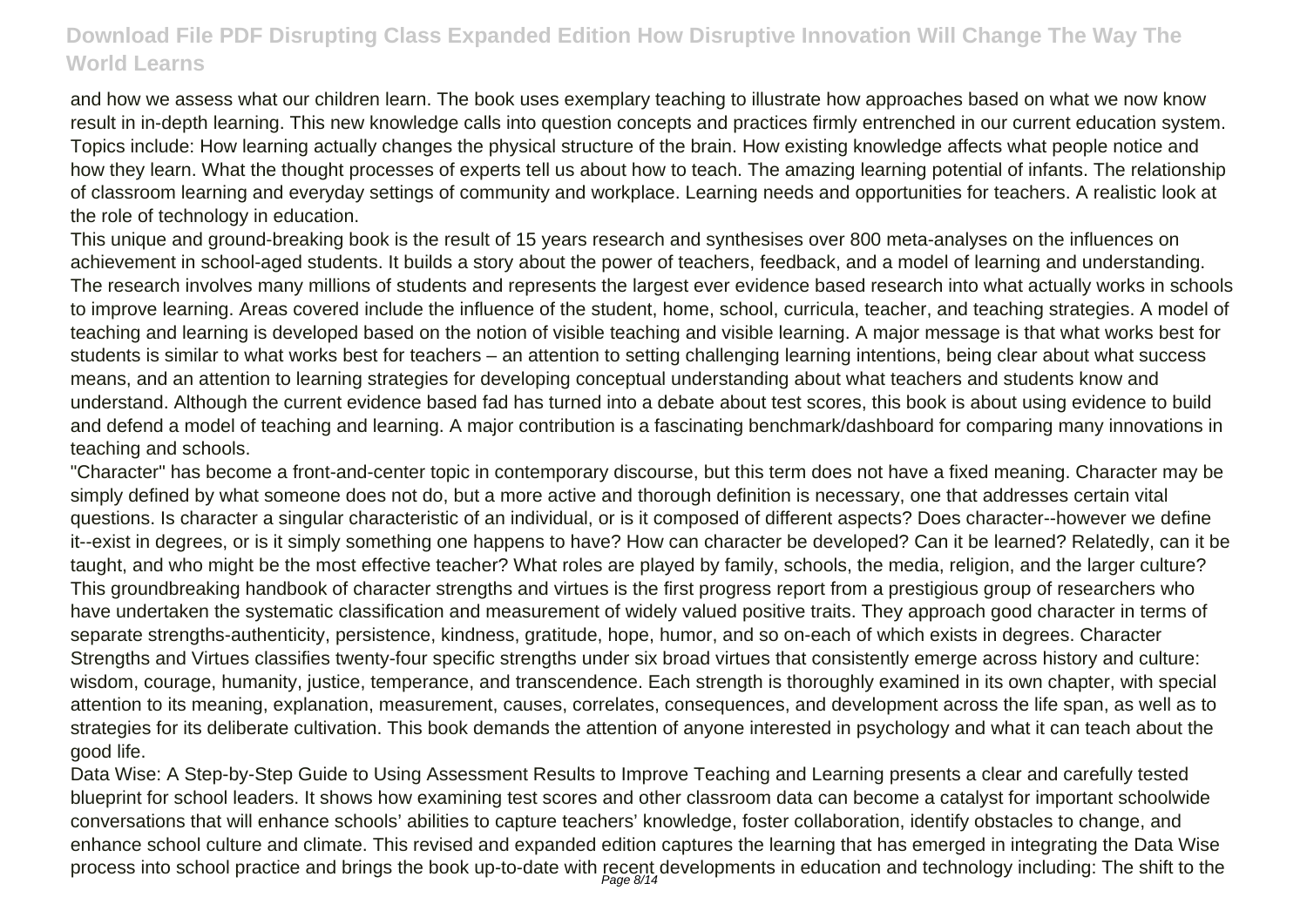and how we assess what our children learn. The book uses exemplary teaching to illustrate how approaches based on what we now know result in in-depth learning. This new knowledge calls into question concepts and practices firmly entrenched in our current education system. Topics include: How learning actually changes the physical structure of the brain. How existing knowledge affects what people notice and how they learn. What the thought processes of experts tell us about how to teach. The amazing learning potential of infants. The relationship of classroom learning and everyday settings of community and workplace. Learning needs and opportunities for teachers. A realistic look at the role of technology in education.

This unique and ground-breaking book is the result of 15 years research and synthesises over 800 meta-analyses on the influences on achievement in school-aged students. It builds a story about the power of teachers, feedback, and a model of learning and understanding. The research involves many millions of students and represents the largest ever evidence based research into what actually works in schools to improve learning. Areas covered include the influence of the student, home, school, curricula, teacher, and teaching strategies. A model of teaching and learning is developed based on the notion of visible teaching and visible learning. A major message is that what works best for students is similar to what works best for teachers – an attention to setting challenging learning intentions, being clear about what success means, and an attention to learning strategies for developing conceptual understanding about what teachers and students know and understand. Although the current evidence based fad has turned into a debate about test scores, this book is about using evidence to build and defend a model of teaching and learning. A major contribution is a fascinating benchmark/dashboard for comparing many innovations in teaching and schools.

"Character" has become a front-and-center topic in contemporary discourse, but this term does not have a fixed meaning. Character may be simply defined by what someone does not do, but a more active and thorough definition is necessary, one that addresses certain vital questions. Is character a singular characteristic of an individual, or is it composed of different aspects? Does character--however we define it--exist in degrees, or is it simply something one happens to have? How can character be developed? Can it be learned? Relatedly, can it be taught, and who might be the most effective teacher? What roles are played by family, schools, the media, religion, and the larger culture? This groundbreaking handbook of character strengths and virtues is the first progress report from a prestigious group of researchers who have undertaken the systematic classification and measurement of widely valued positive traits. They approach good character in terms of separate strengths-authenticity, persistence, kindness, gratitude, hope, humor, and so on-each of which exists in degrees. Character Strengths and Virtues classifies twenty-four specific strengths under six broad virtues that consistently emerge across history and culture: wisdom, courage, humanity, justice, temperance, and transcendence. Each strength is thoroughly examined in its own chapter, with special attention to its meaning, explanation, measurement, causes, correlates, consequences, and development across the life span, as well as to strategies for its deliberate cultivation. This book demands the attention of anyone interested in psychology and what it can teach about the good life.

Data Wise: A Step-by-Step Guide to Using Assessment Results to Improve Teaching and Learning presents a clear and carefully tested blueprint for school leaders. It shows how examining test scores and other classroom data can become a catalyst for important schoolwide conversations that will enhance schools' abilities to capture teachers' knowledge, foster collaboration, identify obstacles to change, and enhance school culture and climate. This revised and expanded edition captures the learning that has emerged in integrating the Data Wise process into school practice and brings the book up-to-date with recent developments in education and technology including: The shift to the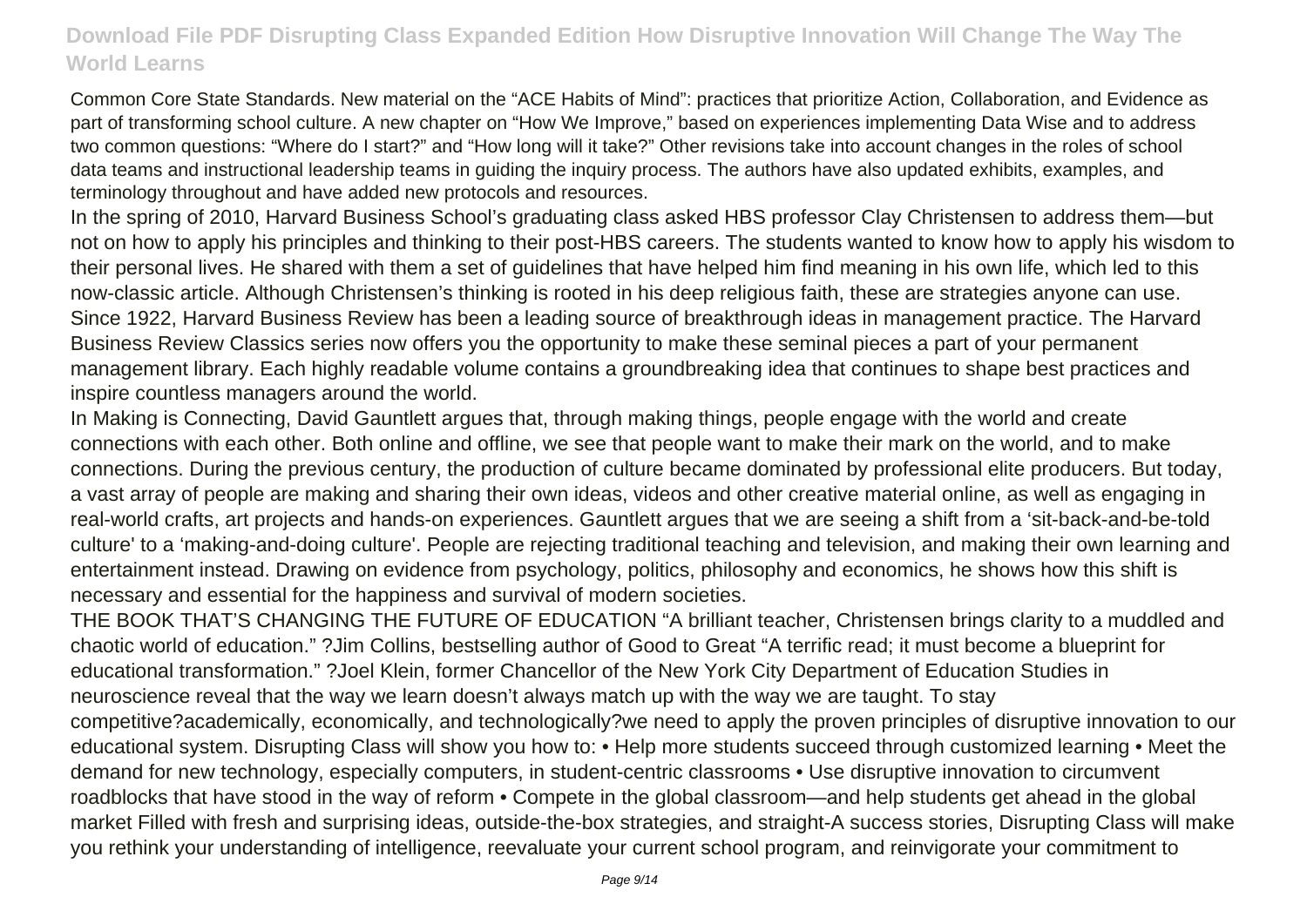Common Core State Standards. New material on the "ACE Habits of Mind": practices that prioritize Action, Collaboration, and Evidence as part of transforming school culture. A new chapter on "How We Improve," based on experiences implementing Data Wise and to address two common questions: "Where do I start?" and "How long will it take?" Other revisions take into account changes in the roles of school data teams and instructional leadership teams in guiding the inquiry process. The authors have also updated exhibits, examples, and terminology throughout and have added new protocols and resources.

In the spring of 2010, Harvard Business School's graduating class asked HBS professor Clay Christensen to address them—but not on how to apply his principles and thinking to their post-HBS careers. The students wanted to know how to apply his wisdom to their personal lives. He shared with them a set of guidelines that have helped him find meaning in his own life, which led to this now-classic article. Although Christensen's thinking is rooted in his deep religious faith, these are strategies anyone can use. Since 1922, Harvard Business Review has been a leading source of breakthrough ideas in management practice. The Harvard Business Review Classics series now offers you the opportunity to make these seminal pieces a part of your permanent management library. Each highly readable volume contains a groundbreaking idea that continues to shape best practices and inspire countless managers around the world.

In Making is Connecting, David Gauntlett argues that, through making things, people engage with the world and create connections with each other. Both online and offline, we see that people want to make their mark on the world, and to make connections. During the previous century, the production of culture became dominated by professional elite producers. But today, a vast array of people are making and sharing their own ideas, videos and other creative material online, as well as engaging in real-world crafts, art projects and hands-on experiences. Gauntlett argues that we are seeing a shift from a 'sit-back-and-be-told culture' to a 'making-and-doing culture'. People are rejecting traditional teaching and television, and making their own learning and entertainment instead. Drawing on evidence from psychology, politics, philosophy and economics, he shows how this shift is necessary and essential for the happiness and survival of modern societies.

THE BOOK THAT'S CHANGING THE FUTURE OF EDUCATION "A brilliant teacher, Christensen brings clarity to a muddled and chaotic world of education." ?Jim Collins, bestselling author of Good to Great "A terrific read; it must become a blueprint for educational transformation." ?Joel Klein, former Chancellor of the New York City Department of Education Studies in neuroscience reveal that the way we learn doesn't always match up with the way we are taught. To stay competitive?academically, economically, and technologically?we need to apply the proven principles of disruptive innovation to our educational system. Disrupting Class will show you how to: • Help more students succeed through customized learning • Meet the demand for new technology, especially computers, in student-centric classrooms • Use disruptive innovation to circumvent roadblocks that have stood in the way of reform • Compete in the global classroom—and help students get ahead in the global market Filled with fresh and surprising ideas, outside-the-box strategies, and straight-A success stories, Disrupting Class will make you rethink your understanding of intelligence, reevaluate your current school program, and reinvigorate your commitment to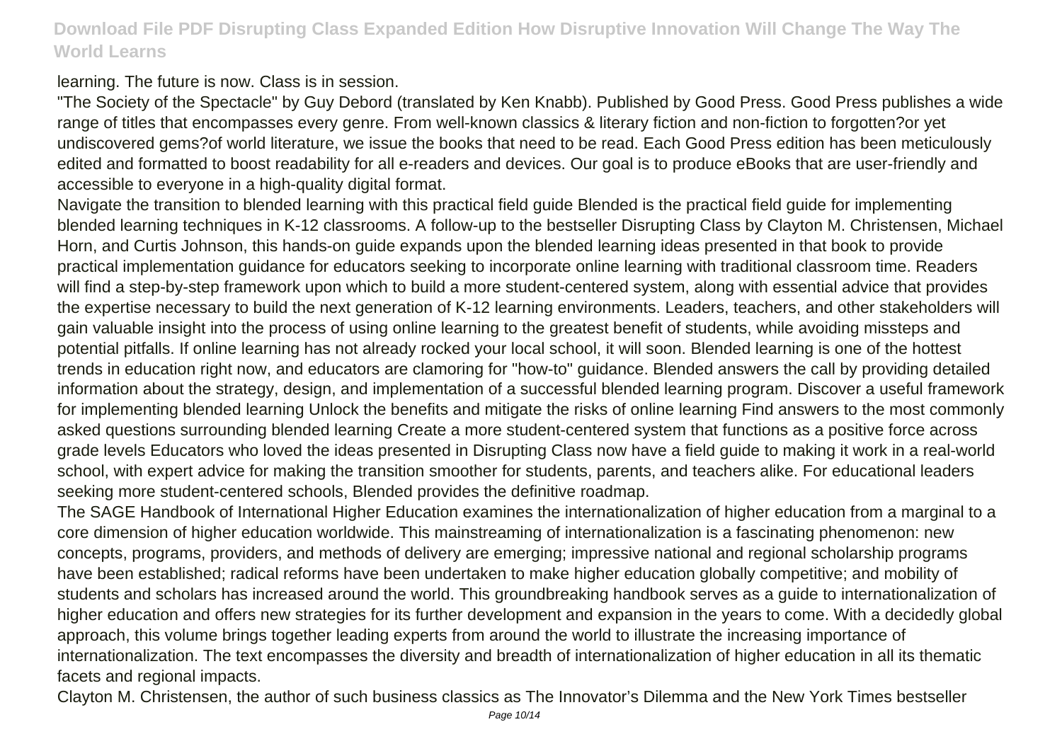learning. The future is now. Class is in session.

"The Society of the Spectacle" by Guy Debord (translated by Ken Knabb). Published by Good Press. Good Press publishes a wide range of titles that encompasses every genre. From well-known classics & literary fiction and non-fiction to forgotten?or yet undiscovered gems?of world literature, we issue the books that need to be read. Each Good Press edition has been meticulously edited and formatted to boost readability for all e-readers and devices. Our goal is to produce eBooks that are user-friendly and accessible to everyone in a high-quality digital format.

Navigate the transition to blended learning with this practical field guide Blended is the practical field guide for implementing blended learning techniques in K-12 classrooms. A follow-up to the bestseller Disrupting Class by Clayton M. Christensen, Michael Horn, and Curtis Johnson, this hands-on guide expands upon the blended learning ideas presented in that book to provide practical implementation guidance for educators seeking to incorporate online learning with traditional classroom time. Readers will find a step-by-step framework upon which to build a more student-centered system, along with essential advice that provides the expertise necessary to build the next generation of K-12 learning environments. Leaders, teachers, and other stakeholders will gain valuable insight into the process of using online learning to the greatest benefit of students, while avoiding missteps and potential pitfalls. If online learning has not already rocked your local school, it will soon. Blended learning is one of the hottest trends in education right now, and educators are clamoring for "how-to" guidance. Blended answers the call by providing detailed information about the strategy, design, and implementation of a successful blended learning program. Discover a useful framework for implementing blended learning Unlock the benefits and mitigate the risks of online learning Find answers to the most commonly asked questions surrounding blended learning Create a more student-centered system that functions as a positive force across grade levels Educators who loved the ideas presented in Disrupting Class now have a field guide to making it work in a real-world school, with expert advice for making the transition smoother for students, parents, and teachers alike. For educational leaders seeking more student-centered schools, Blended provides the definitive roadmap.

The SAGE Handbook of International Higher Education examines the internationalization of higher education from a marginal to a core dimension of higher education worldwide. This mainstreaming of internationalization is a fascinating phenomenon: new concepts, programs, providers, and methods of delivery are emerging; impressive national and regional scholarship programs have been established; radical reforms have been undertaken to make higher education globally competitive; and mobility of students and scholars has increased around the world. This groundbreaking handbook serves as a guide to internationalization of higher education and offers new strategies for its further development and expansion in the years to come. With a decidedly global approach, this volume brings together leading experts from around the world to illustrate the increasing importance of internationalization. The text encompasses the diversity and breadth of internationalization of higher education in all its thematic facets and regional impacts.

Clayton M. Christensen, the author of such business classics as The Innovator's Dilemma and the New York Times bestseller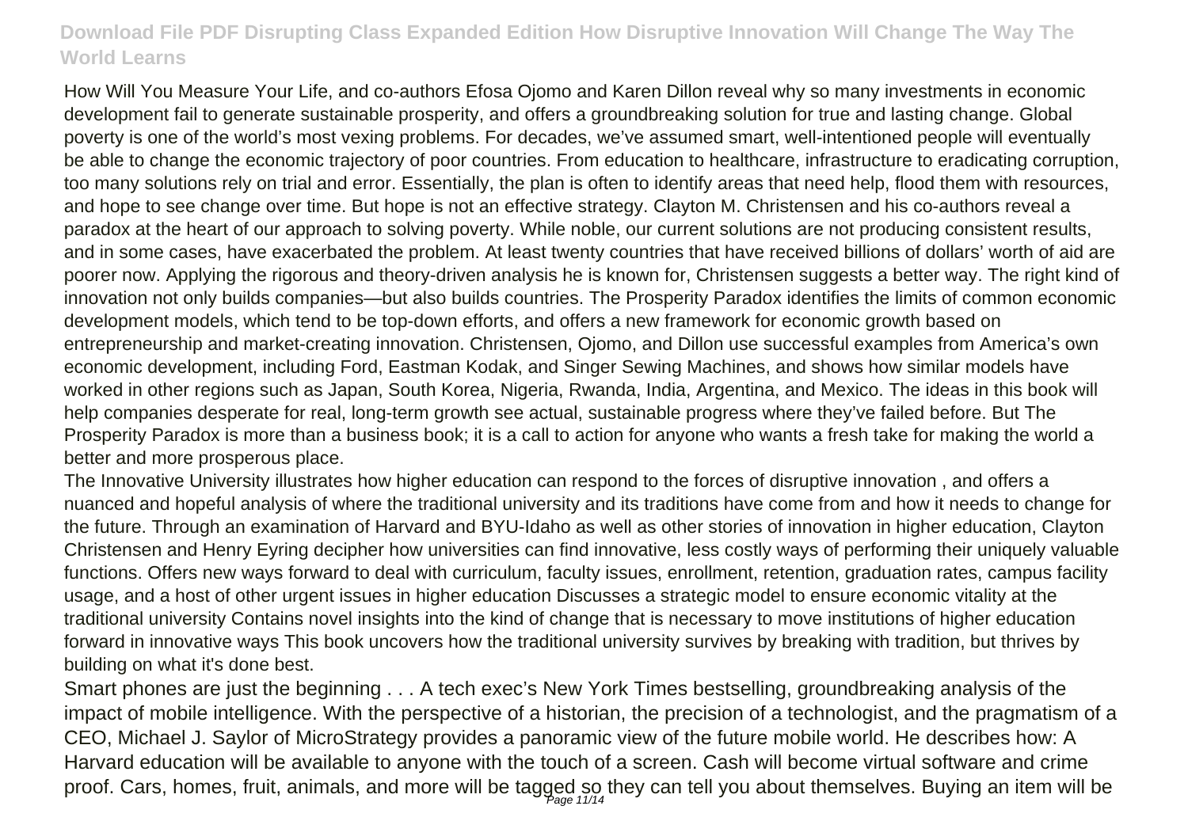How Will You Measure Your Life, and co-authors Efosa Ojomo and Karen Dillon reveal why so many investments in economic development fail to generate sustainable prosperity, and offers a groundbreaking solution for true and lasting change. Global poverty is one of the world's most vexing problems. For decades, we've assumed smart, well-intentioned people will eventually be able to change the economic trajectory of poor countries. From education to healthcare, infrastructure to eradicating corruption, too many solutions rely on trial and error. Essentially, the plan is often to identify areas that need help, flood them with resources, and hope to see change over time. But hope is not an effective strategy. Clayton M. Christensen and his co-authors reveal a paradox at the heart of our approach to solving poverty. While noble, our current solutions are not producing consistent results, and in some cases, have exacerbated the problem. At least twenty countries that have received billions of dollars' worth of aid are poorer now. Applying the rigorous and theory-driven analysis he is known for, Christensen suggests a better way. The right kind of innovation not only builds companies—but also builds countries. The Prosperity Paradox identifies the limits of common economic development models, which tend to be top-down efforts, and offers a new framework for economic growth based on entrepreneurship and market-creating innovation. Christensen, Ojomo, and Dillon use successful examples from America's own economic development, including Ford, Eastman Kodak, and Singer Sewing Machines, and shows how similar models have worked in other regions such as Japan, South Korea, Nigeria, Rwanda, India, Argentina, and Mexico. The ideas in this book will help companies desperate for real, long-term growth see actual, sustainable progress where they've failed before. But The Prosperity Paradox is more than a business book; it is a call to action for anyone who wants a fresh take for making the world a better and more prosperous place.

The Innovative University illustrates how higher education can respond to the forces of disruptive innovation , and offers a nuanced and hopeful analysis of where the traditional university and its traditions have come from and how it needs to change for the future. Through an examination of Harvard and BYU-Idaho as well as other stories of innovation in higher education, Clayton Christensen and Henry Eyring decipher how universities can find innovative, less costly ways of performing their uniquely valuable functions. Offers new ways forward to deal with curriculum, faculty issues, enrollment, retention, graduation rates, campus facility usage, and a host of other urgent issues in higher education Discusses a strategic model to ensure economic vitality at the traditional university Contains novel insights into the kind of change that is necessary to move institutions of higher education forward in innovative ways This book uncovers how the traditional university survives by breaking with tradition, but thrives by building on what it's done best.

Smart phones are just the beginning . . . A tech exec's New York Times bestselling, groundbreaking analysis of the impact of mobile intelligence. With the perspective of a historian, the precision of a technologist, and the pragmatism of a CEO, Michael J. Saylor of MicroStrategy provides a panoramic view of the future mobile world. He describes how: A Harvard education will be available to anyone with the touch of a screen. Cash will become virtual software and crime proof. Cars, homes, fruit, animals, and more will be tagged so they can tell you about themselves. Buying an item will be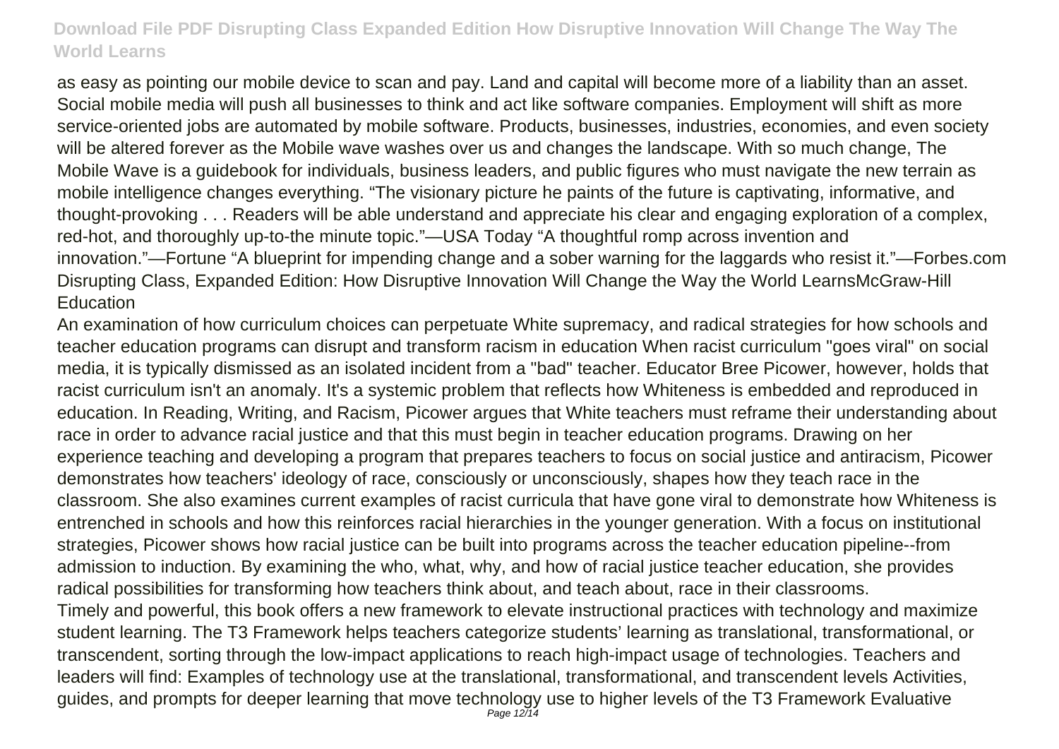as easy as pointing our mobile device to scan and pay. Land and capital will become more of a liability than an asset. Social mobile media will push all businesses to think and act like software companies. Employment will shift as more service-oriented jobs are automated by mobile software. Products, businesses, industries, economies, and even society will be altered forever as the Mobile wave washes over us and changes the landscape. With so much change, The Mobile Wave is a guidebook for individuals, business leaders, and public figures who must navigate the new terrain as mobile intelligence changes everything. "The visionary picture he paints of the future is captivating, informative, and thought-provoking . . . Readers will be able understand and appreciate his clear and engaging exploration of a complex, red-hot, and thoroughly up-to-the minute topic."—USA Today "A thoughtful romp across invention and innovation."—Fortune "A blueprint for impending change and a sober warning for the laggards who resist it."—Forbes.com
Disrupting Class, Expanded Edition: How Disruptive Innovation Will Change the Way the World LearnsMcGraw-Hill Education

An examination of how curriculum choices can perpetuate White supremacy, and radical strategies for how schools and teacher education programs can disrupt and transform racism in education When racist curriculum "goes viral" on social media, it is typically dismissed as an isolated incident from a "bad" teacher. Educator Bree Picower, however, holds that racist curriculum isn't an anomaly. It's a systemic problem that reflects how Whiteness is embedded and reproduced in education. In Reading, Writing, and Racism, Picower argues that White teachers must reframe their understanding about race in order to advance racial justice and that this must begin in teacher education programs. Drawing on her experience teaching and developing a program that prepares teachers to focus on social justice and antiracism, Picower demonstrates how teachers' ideology of race, consciously or unconsciously, shapes how they teach race in the classroom. She also examines current examples of racist curricula that have gone viral to demonstrate how Whiteness is entrenched in schools and how this reinforces racial hierarchies in the younger generation. With a focus on institutional strategies, Picower shows how racial justice can be built into programs across the teacher education pipeline--from admission to induction. By examining the who, what, why, and how of racial justice teacher education, she provides radical possibilities for transforming how teachers think about, and teach about, race in their classrooms.

Timely and powerful, this book offers a new framework to elevate instructional practices with technology and maximize student learning. The T3 Framework helps teachers categorize students' learning as translational, transformational, or transcendent, sorting through the low-impact applications to reach high-impact usage of technologies. Teachers and leaders will find: Examples of technology use at the translational, transformational, and transcendent levels Activities, guides, and prompts for deeper learning that move technology use to higher levels of the T3 Framework Evaluative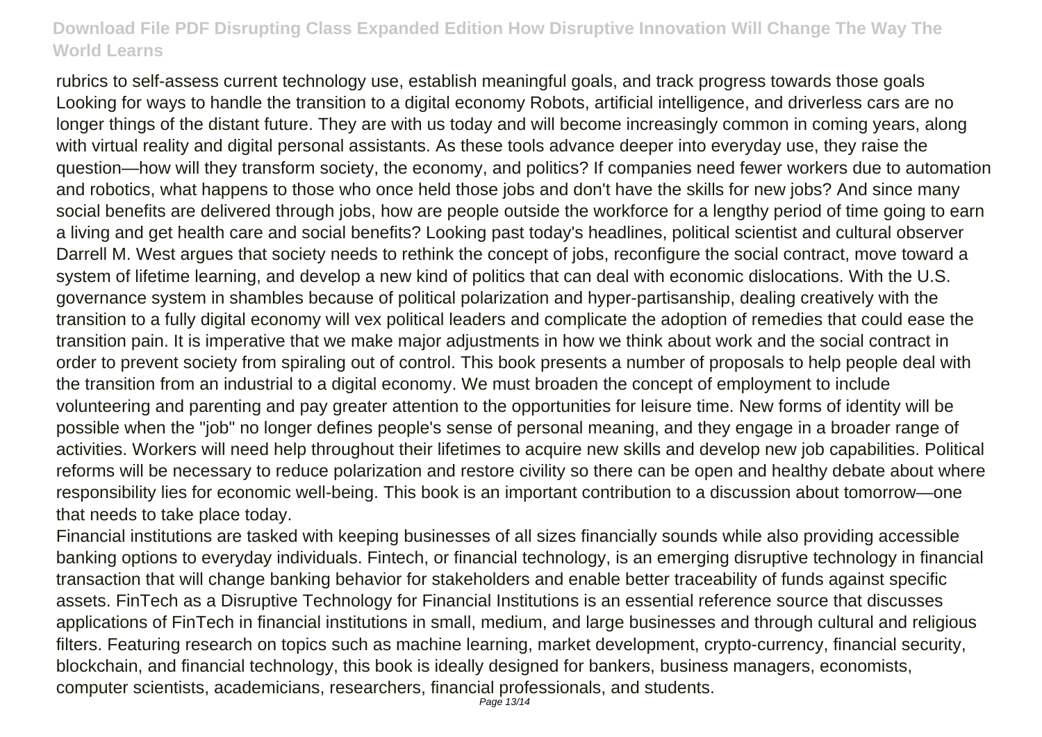rubrics to self-assess current technology use, establish meaningful goals, and track progress towards those goals
Looking for ways to handle the transition to a digital economy Robots, artificial intelligence, and driverless cars are no longer things of the distant future. They are with us today and will become increasingly common in coming years, along with virtual reality and digital personal assistants. As these tools advance deeper into everyday use, they raise the question—how will they transform society, the economy, and politics? If companies need fewer workers due to automation and robotics, what happens to those who once held those jobs and don't have the skills for new jobs? And since many social benefits are delivered through jobs, how are people outside the workforce for a lengthy period of time going to earn a living and get health care and social benefits? Looking past today's headlines, political scientist and cultural observer Darrell M. West argues that society needs to rethink the concept of jobs, reconfigure the social contract, move toward a system of lifetime learning, and develop a new kind of politics that can deal with economic dislocations. With the U.S. governance system in shambles because of political polarization and hyper-partisanship, dealing creatively with the transition to a fully digital economy will vex political leaders and complicate the adoption of remedies that could ease the transition pain. It is imperative that we make major adjustments in how we think about work and the social contract in order to prevent society from spiraling out of control. This book presents a number of proposals to help people deal with the transition from an industrial to a digital economy. We must broaden the concept of employment to include volunteering and parenting and pay greater attention to the opportunities for leisure time. New forms of identity will be possible when the "job" no longer defines people's sense of personal meaning, and they engage in a broader range of activities. Workers will need help throughout their lifetimes to acquire new skills and develop new job capabilities. Political reforms will be necessary to reduce polarization and restore civility so there can be open and healthy debate about where responsibility lies for economic well-being. This book is an important contribution to a discussion about tomorrow—one that needs to take place today.

Financial institutions are tasked with keeping businesses of all sizes financially sounds while also providing accessible banking options to everyday individuals. Fintech, or financial technology, is an emerging disruptive technology in financial transaction that will change banking behavior for stakeholders and enable better traceability of funds against specific assets. FinTech as a Disruptive Technology for Financial Institutions is an essential reference source that discusses applications of FinTech in financial institutions in small, medium, and large businesses and through cultural and religious filters. Featuring research on topics such as machine learning, market development, crypto-currency, financial security, blockchain, and financial technology, this book is ideally designed for bankers, business managers, economists, computer scientists, academicians, researchers, financial professionals, and students.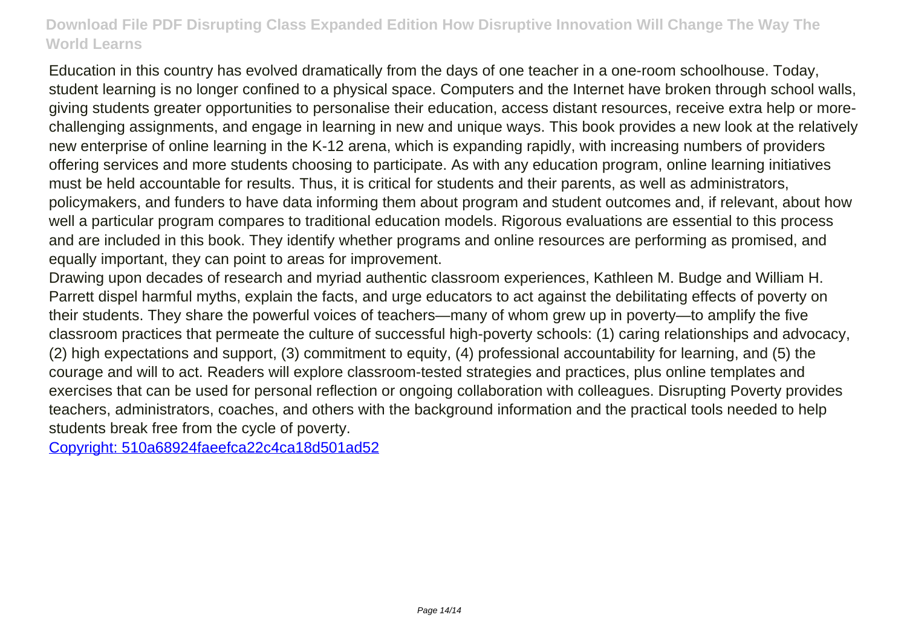Education in this country has evolved dramatically from the days of one teacher in a one-room schoolhouse. Today, student learning is no longer confined to a physical space. Computers and the Internet have broken through school walls, giving students greater opportunities to personalise their education, access distant resources, receive extra help or more-challenging assignments, and engage in learning in new and unique ways. This book provides a new look at the relatively new enterprise of online learning in the K-12 arena, which is expanding rapidly, with increasing numbers of providers offering services and more students choosing to participate. As with any education program, online learning initiatives must be held accountable for results. Thus, it is critical for students and their parents, as well as administrators, policymakers, and funders to have data informing them about program and student outcomes and, if relevant, about how well a particular program compares to traditional education models. Rigorous evaluations are essential to this process and are included in this book. They identify whether programs and online resources are performing as promised, and equally important, they can point to areas for improvement.

Drawing upon decades of research and myriad authentic classroom experiences, Kathleen M. Budge and William H. Parrett dispel harmful myths, explain the facts, and urge educators to act against the debilitating effects of poverty on their students. They share the powerful voices of teachers—many of whom grew up in poverty—to amplify the five classroom practices that permeate the culture of successful high-poverty schools: (1) caring relationships and advocacy, (2) high expectations and support, (3) commitment to equity, (4) professional accountability for learning, and (5) the courage and will to act. Readers will explore classroom-tested strategies and practices, plus online templates and exercises that can be used for personal reflection or ongoing collaboration with colleagues. Disrupting Poverty provides teachers, administrators, coaches, and others with the background information and the practical tools needed to help students break free from the cycle of poverty.

Copyright: 510a68924faeefca22c4ca18d501ad52